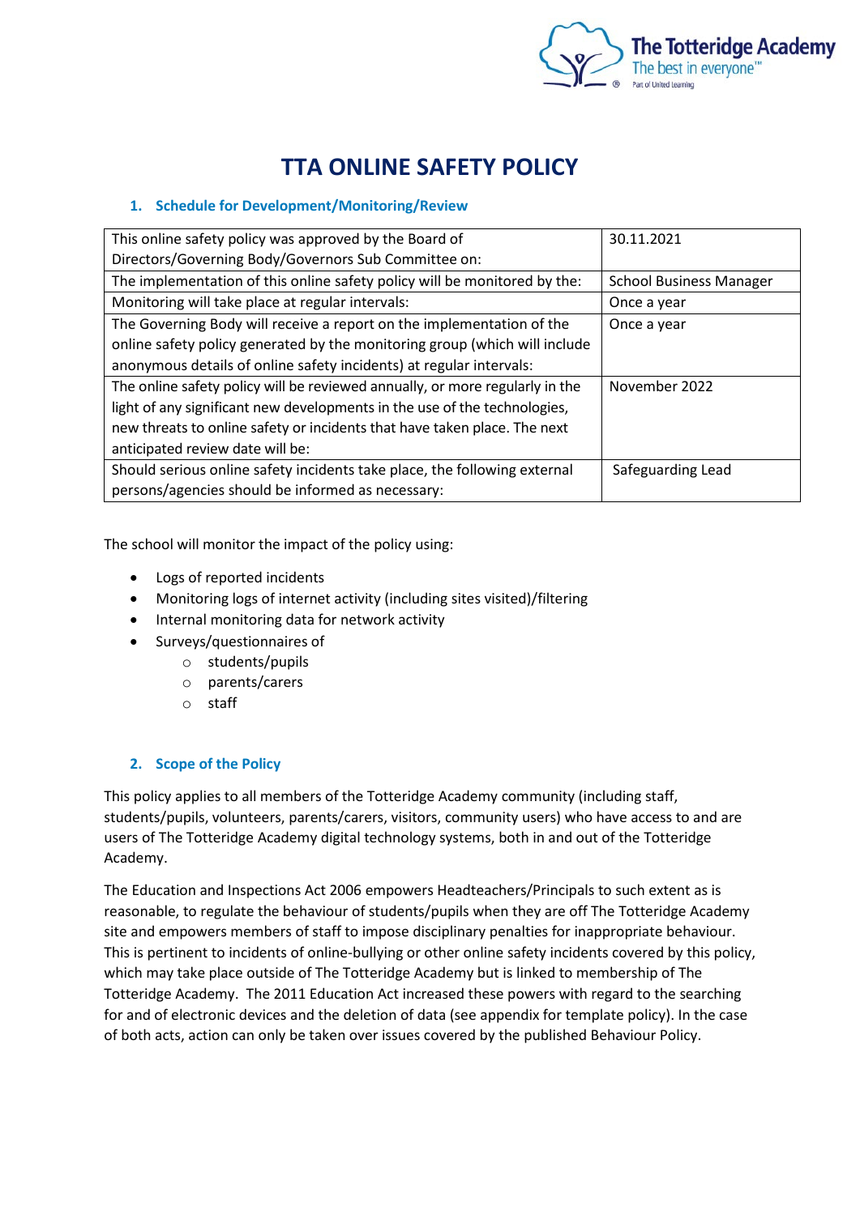# TTA ONLINE SAFETY POLICY

## 1. Schedule for Development/Monitoring/Review

| | |
|---|---|
| This online safety policy was approved by the Board of Directors/Governing Body/Governors Sub Committee on: | 30.11.2021 |
| The implementation of this online safety policy will be monitored by the: | School Business Manager |
| Monitoring will take place at regular intervals: | Once a year |
| The Governing Body will receive a report on the implementation of the online safety policy generated by the monitoring group (which will include anonymous details of online safety incidents) at regular intervals: | Once a year |
| The online safety policy will be reviewed annually, or more regularly in the light of any significant new developments in the use of the technologies, new threats to online safety or incidents that have taken place. The next anticipated review date will be: | November 2022 |
| Should serious online safety incidents take place, the following external persons/agencies should be informed as necessary: | Safeguarding Lead |

The school will monitor the impact of the policy using:

- Logs of reported incidents
- Monitoring logs of internet activity (including sites visited)/filtering
- Internal monitoring data for network activity
- Surveys/questionnaires of
  - students/pupils
  - parents/carers
  - staff

## 2. Scope of the Policy

This policy applies to all members of the Totteridge Academy community (including staff, students/pupils, volunteers, parents/carers, visitors, community users) who have access to and are users of The Totteridge Academy digital technology systems, both in and out of the Totteridge Academy.

The Education and Inspections Act 2006 empowers Headteachers/Principals to such extent as is reasonable, to regulate the behaviour of students/pupils when they are off The Totteridge Academy site and empowers members of staff to impose disciplinary penalties for inappropriate behaviour. This is pertinent to incidents of online-bullying or other online safety incidents covered by this policy, which may take place outside of The Totteridge Academy but is linked to membership of The Totteridge Academy. The 2011 Education Act increased these powers with regard to the searching for and of electronic devices and the deletion of data (see appendix for template policy). In the case of both acts, action can only be taken over issues covered by the published Behaviour Policy.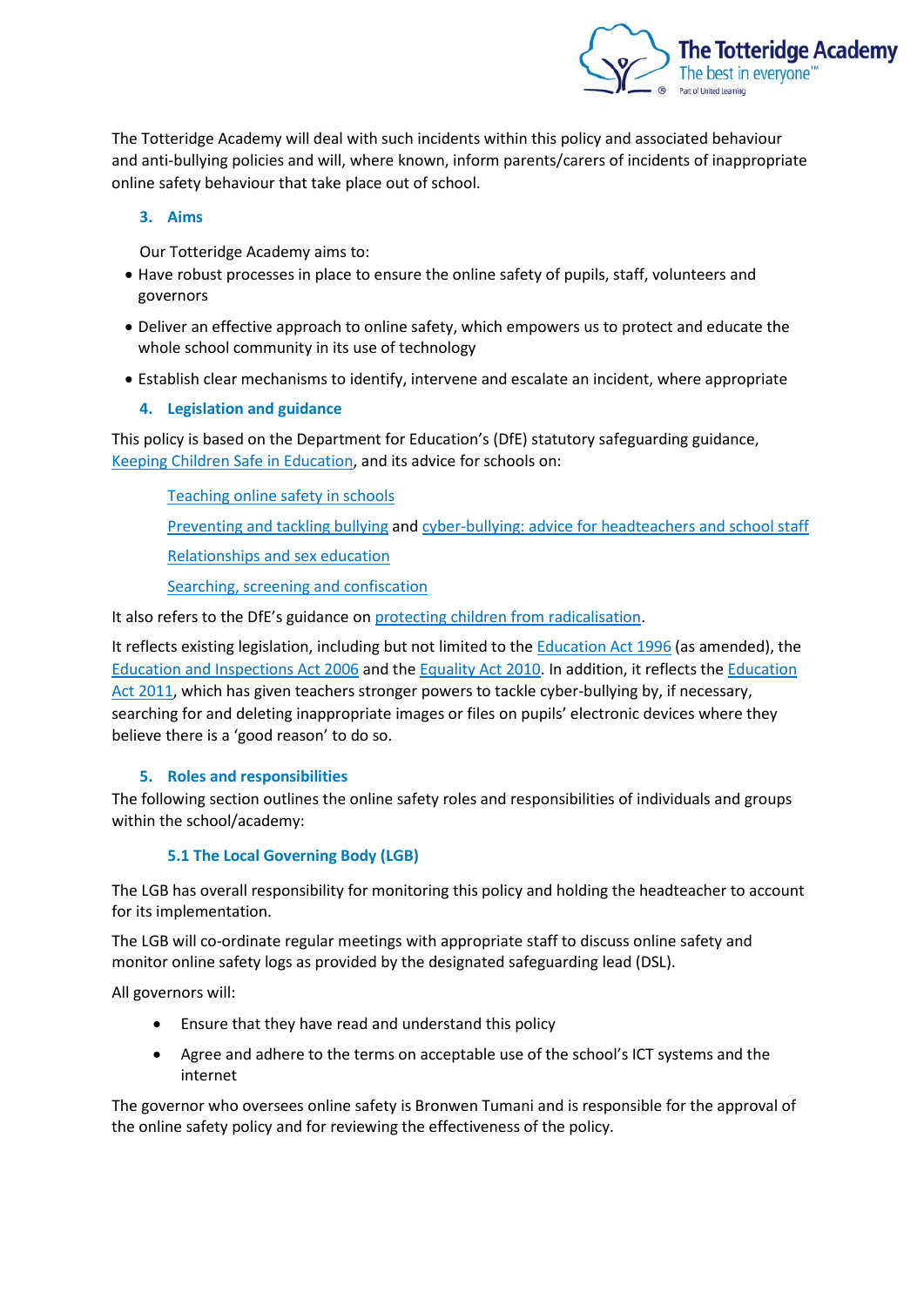The Totteridge Academy will deal with such incidents within this policy and associated behaviour and anti-bullying policies and will, where known, inform parents/carers of incidents of inappropriate online safety behaviour that take place out of school.

## 3. Aims

Our Totteridge Academy aims to:

- Have robust processes in place to ensure the online safety of pupils, staff, volunteers and governors
- Deliver an effective approach to online safety, which empowers us to protect and educate the whole school community in its use of technology
- Establish clear mechanisms to identify, intervene and escalate an incident, where appropriate

## 4. Legislation and guidance

This policy is based on the Department for Education's (DfE) statutory safeguarding guidance, Keeping Children Safe in Education, and its advice for schools on:

Teaching online safety in schools

Preventing and tackling bullying and cyber-bullying: advice for headteachers and school staff

Relationships and sex education

Searching, screening and confiscation

It also refers to the DfE's guidance on protecting children from radicalisation.

It reflects existing legislation, including but not limited to the Education Act 1996 (as amended), the Education and Inspections Act 2006 and the Equality Act 2010. In addition, it reflects the Education Act 2011, which has given teachers stronger powers to tackle cyber-bullying by, if necessary, searching for and deleting inappropriate images or files on pupils' electronic devices where they believe there is a 'good reason' to do so.

## 5. Roles and responsibilities

The following section outlines the online safety roles and responsibilities of individuals and groups within the school/academy:

### 5.1 The Local Governing Body (LGB)

The LGB has overall responsibility for monitoring this policy and holding the headteacher to account for its implementation.

The LGB will co-ordinate regular meetings with appropriate staff to discuss online safety and monitor online safety logs as provided by the designated safeguarding lead (DSL).

All governors will:

- Ensure that they have read and understand this policy
- Agree and adhere to the terms on acceptable use of the school's ICT systems and the internet

The governor who oversees online safety is Bronwen Tumani and is responsible for the approval of the online safety policy and for reviewing the effectiveness of the policy.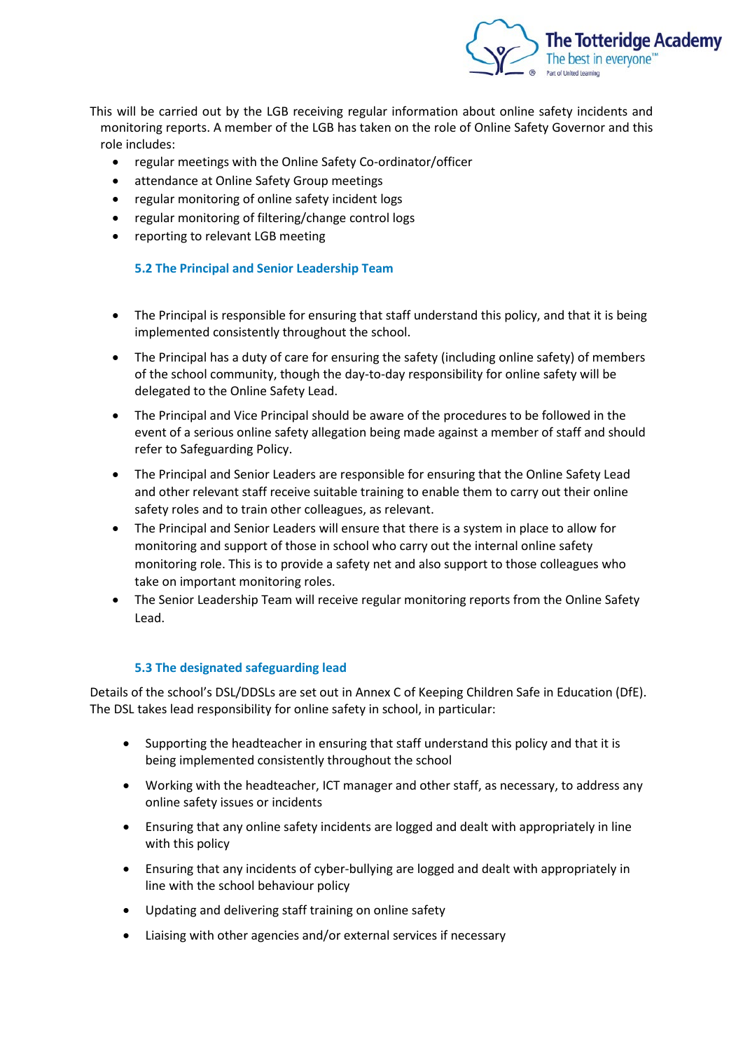This will be carried out by the LGB receiving regular information about online safety incidents and monitoring reports. A member of the LGB has taken on the role of Online Safety Governor and this role includes:

- regular meetings with the Online Safety Co-ordinator/officer
- attendance at Online Safety Group meetings
- regular monitoring of online safety incident logs
- regular monitoring of filtering/change control logs
- reporting to relevant LGB meeting

### 5.2 The Principal and Senior Leadership Team

- The Principal is responsible for ensuring that staff understand this policy, and that it is being implemented consistently throughout the school.
- The Principal has a duty of care for ensuring the safety (including online safety) of members of the school community, though the day-to-day responsibility for online safety will be delegated to the Online Safety Lead.
- The Principal and Vice Principal should be aware of the procedures to be followed in the event of a serious online safety allegation being made against a member of staff and should refer to Safeguarding Policy.
- The Principal and Senior Leaders are responsible for ensuring that the Online Safety Lead and other relevant staff receive suitable training to enable them to carry out their online safety roles and to train other colleagues, as relevant.
- The Principal and Senior Leaders will ensure that there is a system in place to allow for monitoring and support of those in school who carry out the internal online safety monitoring role. This is to provide a safety net and also support to those colleagues who take on important monitoring roles.
- The Senior Leadership Team will receive regular monitoring reports from the Online Safety Lead.

### 5.3 The designated safeguarding lead

Details of the school's DSL/DDSLs are set out in Annex C of Keeping Children Safe in Education (DfE). The DSL takes lead responsibility for online safety in school, in particular:

- Supporting the headteacher in ensuring that staff understand this policy and that it is being implemented consistently throughout the school
- Working with the headteacher, ICT manager and other staff, as necessary, to address any online safety issues or incidents
- Ensuring that any online safety incidents are logged and dealt with appropriately in line with this policy
- Ensuring that any incidents of cyber-bullying are logged and dealt with appropriately in line with the school behaviour policy
- Updating and delivering staff training on online safety
- Liaising with other agencies and/or external services if necessary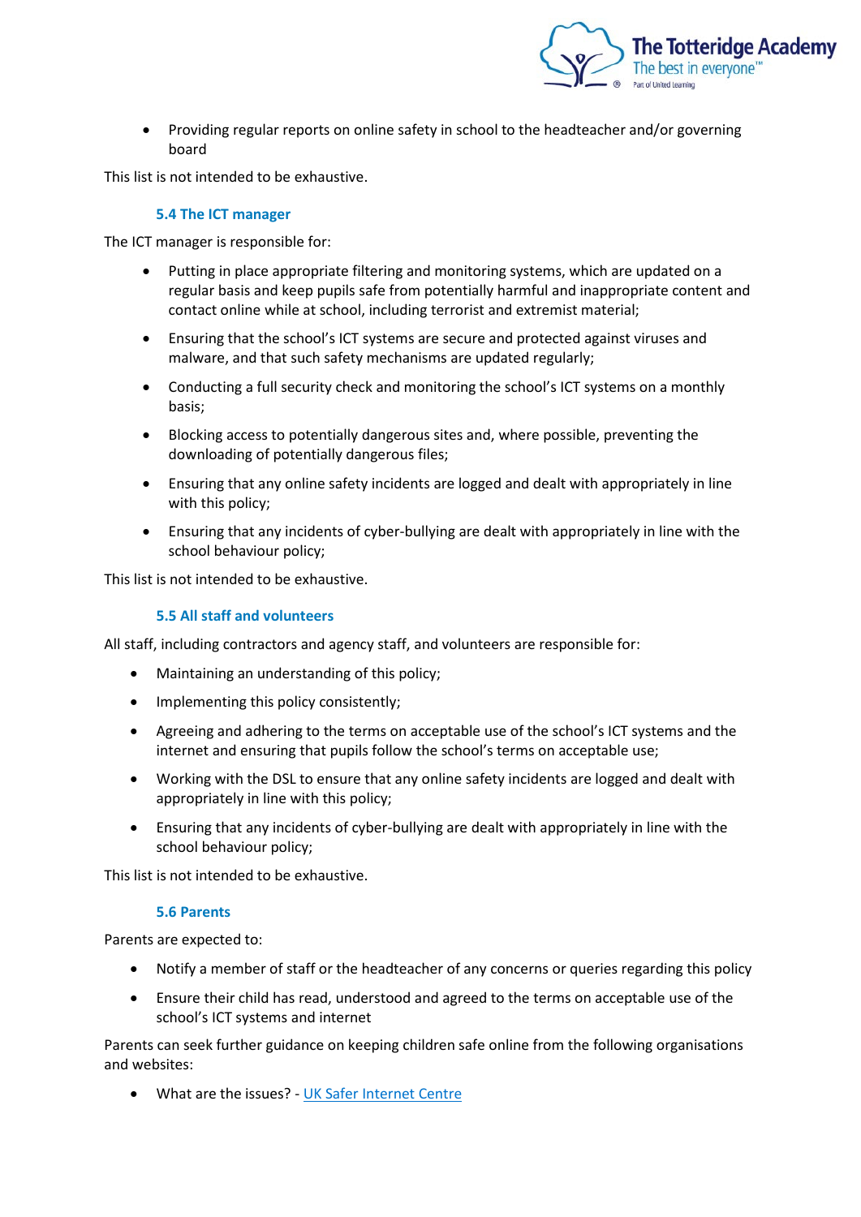- Providing regular reports on online safety in school to the headteacher and/or governing board

This list is not intended to be exhaustive.

### 5.4 The ICT manager

The ICT manager is responsible for:

- Putting in place appropriate filtering and monitoring systems, which are updated on a regular basis and keep pupils safe from potentially harmful and inappropriate content and contact online while at school, including terrorist and extremist material;
- Ensuring that the school's ICT systems are secure and protected against viruses and malware, and that such safety mechanisms are updated regularly;
- Conducting a full security check and monitoring the school's ICT systems on a monthly basis;
- Blocking access to potentially dangerous sites and, where possible, preventing the downloading of potentially dangerous files;
- Ensuring that any online safety incidents are logged and dealt with appropriately in line with this policy;
- Ensuring that any incidents of cyber-bullying are dealt with appropriately in line with the school behaviour policy;

This list is not intended to be exhaustive.

### 5.5 All staff and volunteers

All staff, including contractors and agency staff, and volunteers are responsible for:

- Maintaining an understanding of this policy;
- Implementing this policy consistently;
- Agreeing and adhering to the terms on acceptable use of the school's ICT systems and the internet and ensuring that pupils follow the school's terms on acceptable use;
- Working with the DSL to ensure that any online safety incidents are logged and dealt with appropriately in line with this policy;
- Ensuring that any incidents of cyber-bullying are dealt with appropriately in line with the school behaviour policy;

This list is not intended to be exhaustive.

### 5.6 Parents

Parents are expected to:

- Notify a member of staff or the headteacher of any concerns or queries regarding this policy
- Ensure their child has read, understood and agreed to the terms on acceptable use of the school's ICT systems and internet

Parents can seek further guidance on keeping children safe online from the following organisations and websites:

- What are the issues? - UK Safer Internet Centre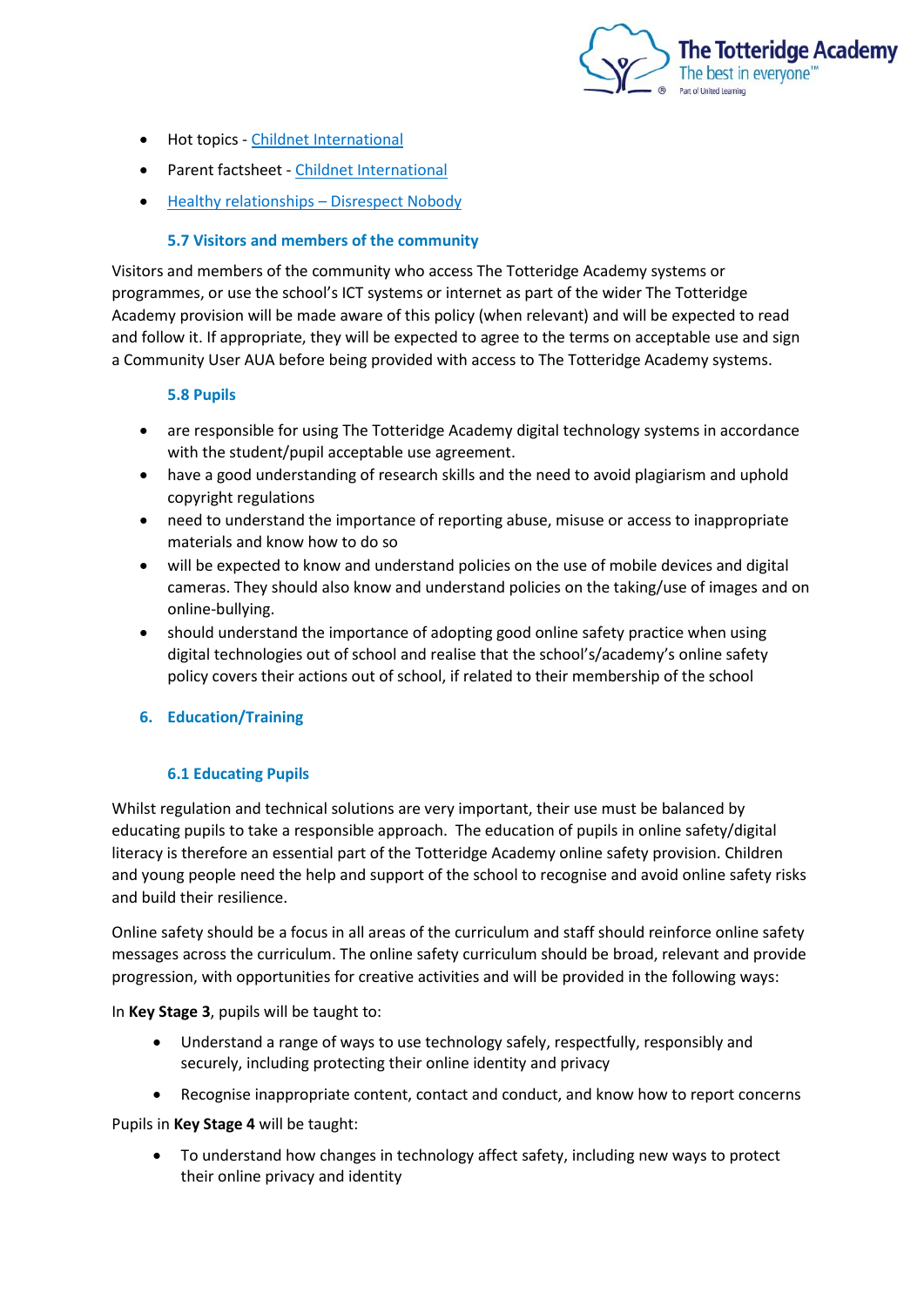- Hot topics - [Childnet International]
- Parent factsheet - [Childnet International]
- [Healthy relationships – Disrespect Nobody]

### 5.7 Visitors and members of the community

Visitors and members of the community who access The Totteridge Academy systems or programmes, or use the school's ICT systems or internet as part of the wider The Totteridge Academy provision will be made aware of this policy (when relevant) and will be expected to read and follow it. If appropriate, they will be expected to agree to the terms on acceptable use and sign a Community User AUA before being provided with access to The Totteridge Academy systems.

### 5.8 Pupils

- are responsible for using The Totteridge Academy digital technology systems in accordance with the student/pupil acceptable use agreement.
- have a good understanding of research skills and the need to avoid plagiarism and uphold copyright regulations
- need to understand the importance of reporting abuse, misuse or access to inappropriate materials and know how to do so
- will be expected to know and understand policies on the use of mobile devices and digital cameras. They should also know and understand policies on the taking/use of images and on online-bullying.
- should understand the importance of adopting good online safety practice when using digital technologies out of school and realise that the school's/academy's online safety policy covers their actions out of school, if related to their membership of the school

## 6. Education/Training

### 6.1 Educating Pupils

Whilst regulation and technical solutions are very important, their use must be balanced by educating pupils to take a responsible approach. The education of pupils in online safety/digital literacy is therefore an essential part of the Totteridge Academy online safety provision. Children and young people need the help and support of the school to recognise and avoid online safety risks and build their resilience.

Online safety should be a focus in all areas of the curriculum and staff should reinforce online safety messages across the curriculum. The online safety curriculum should be broad, relevant and provide progression, with opportunities for creative activities and will be provided in the following ways:

In **Key Stage 3**, pupils will be taught to:

- Understand a range of ways to use technology safely, respectfully, responsibly and securely, including protecting their online identity and privacy
- Recognise inappropriate content, contact and conduct, and know how to report concerns

Pupils in **Key Stage 4** will be taught:

- To understand how changes in technology affect safety, including new ways to protect their online privacy and identity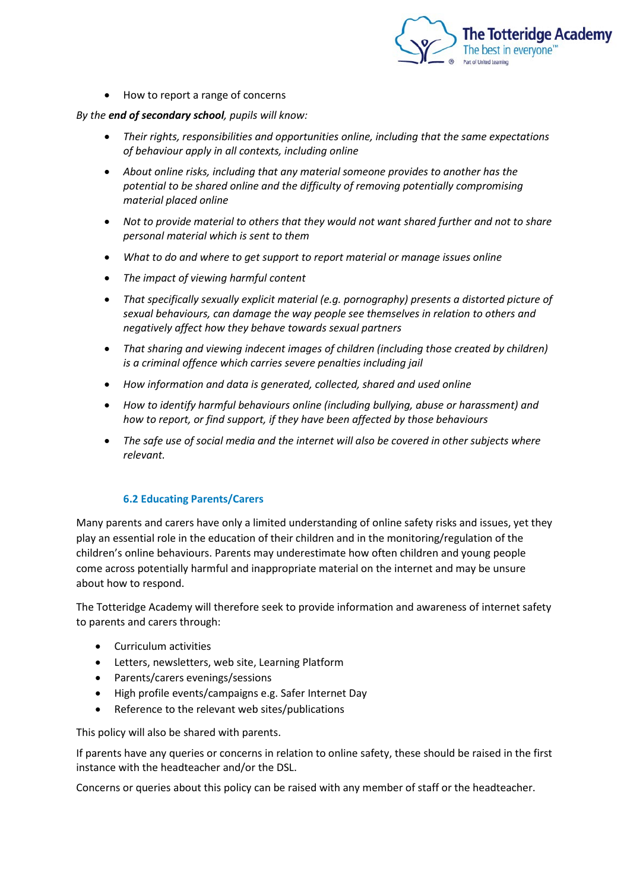- How to report a range of concerns

*By the **end of secondary school**, pupils will know:*

- *Their rights, responsibilities and opportunities online, including that the same expectations of behaviour apply in all contexts, including online*
- *About online risks, including that any material someone provides to another has the potential to be shared online and the difficulty of removing potentially compromising material placed online*
- *Not to provide material to others that they would not want shared further and not to share personal material which is sent to them*
- *What to do and where to get support to report material or manage issues online*
- *The impact of viewing harmful content*
- *That specifically sexually explicit material (e.g. pornography) presents a distorted picture of sexual behaviours, can damage the way people see themselves in relation to others and negatively affect how they behave towards sexual partners*
- *That sharing and viewing indecent images of children (including those created by children) is a criminal offence which carries severe penalties including jail*
- *How information and data is generated, collected, shared and used online*
- *How to identify harmful behaviours online (including bullying, abuse or harassment) and how to report, or find support, if they have been affected by those behaviours*
- *The safe use of social media and the internet will also be covered in other subjects where relevant.*

### 6.2 Educating Parents/Carers

Many parents and carers have only a limited understanding of online safety risks and issues, yet they play an essential role in the education of their children and in the monitoring/regulation of the children's online behaviours. Parents may underestimate how often children and young people come across potentially harmful and inappropriate material on the internet and may be unsure about how to respond.

The Totteridge Academy will therefore seek to provide information and awareness of internet safety to parents and carers through:

- Curriculum activities
- Letters, newsletters, web site, Learning Platform
- Parents/carers evenings/sessions
- High profile events/campaigns e.g. Safer Internet Day
- Reference to the relevant web sites/publications

This policy will also be shared with parents.

If parents have any queries or concerns in relation to online safety, these should be raised in the first instance with the headteacher and/or the DSL.

Concerns or queries about this policy can be raised with any member of staff or the headteacher.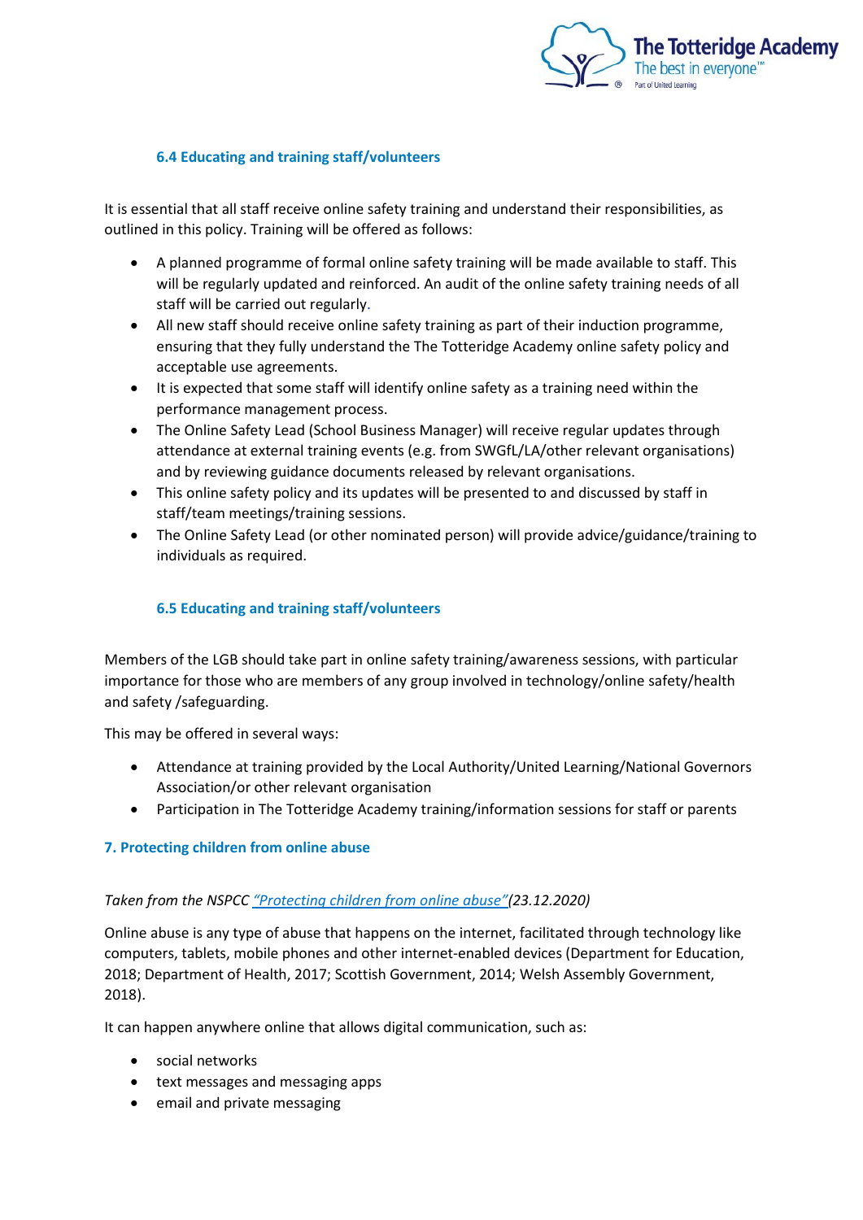### 6.4 Educating and training staff/volunteers

It is essential that all staff receive online safety training and understand their responsibilities, as outlined in this policy. Training will be offered as follows:

- A planned programme of formal online safety training will be made available to staff. This will be regularly updated and reinforced. An audit of the online safety training needs of all staff will be carried out regularly.
- All new staff should receive online safety training as part of their induction programme, ensuring that they fully understand the The Totteridge Academy online safety policy and acceptable use agreements.
- It is expected that some staff will identify online safety as a training need within the performance management process.
- The Online Safety Lead (School Business Manager) will receive regular updates through attendance at external training events (e.g. from SWGfL/LA/other relevant organisations) and by reviewing guidance documents released by relevant organisations.
- This online safety policy and its updates will be presented to and discussed by staff in staff/team meetings/training sessions.
- The Online Safety Lead (or other nominated person) will provide advice/guidance/training to individuals as required.

### 6.5 Educating and training staff/volunteers

Members of the LGB should take part in online safety training/awareness sessions, with particular importance for those who are members of any group involved in technology/online safety/health and safety /safeguarding.

This may be offered in several ways:

- Attendance at training provided by the Local Authority/United Learning/National Governors Association/or other relevant organisation
- Participation in The Totteridge Academy training/information sessions for staff or parents

## 7. Protecting children from online abuse

*Taken from the NSPCC "Protecting children from online abuse"(23.12.2020)*

Online abuse is any type of abuse that happens on the internet, facilitated through technology like computers, tablets, mobile phones and other internet-enabled devices (Department for Education, 2018; Department of Health, 2017; Scottish Government, 2014; Welsh Assembly Government, 2018).

It can happen anywhere online that allows digital communication, such as:

- social networks
- text messages and messaging apps
- email and private messaging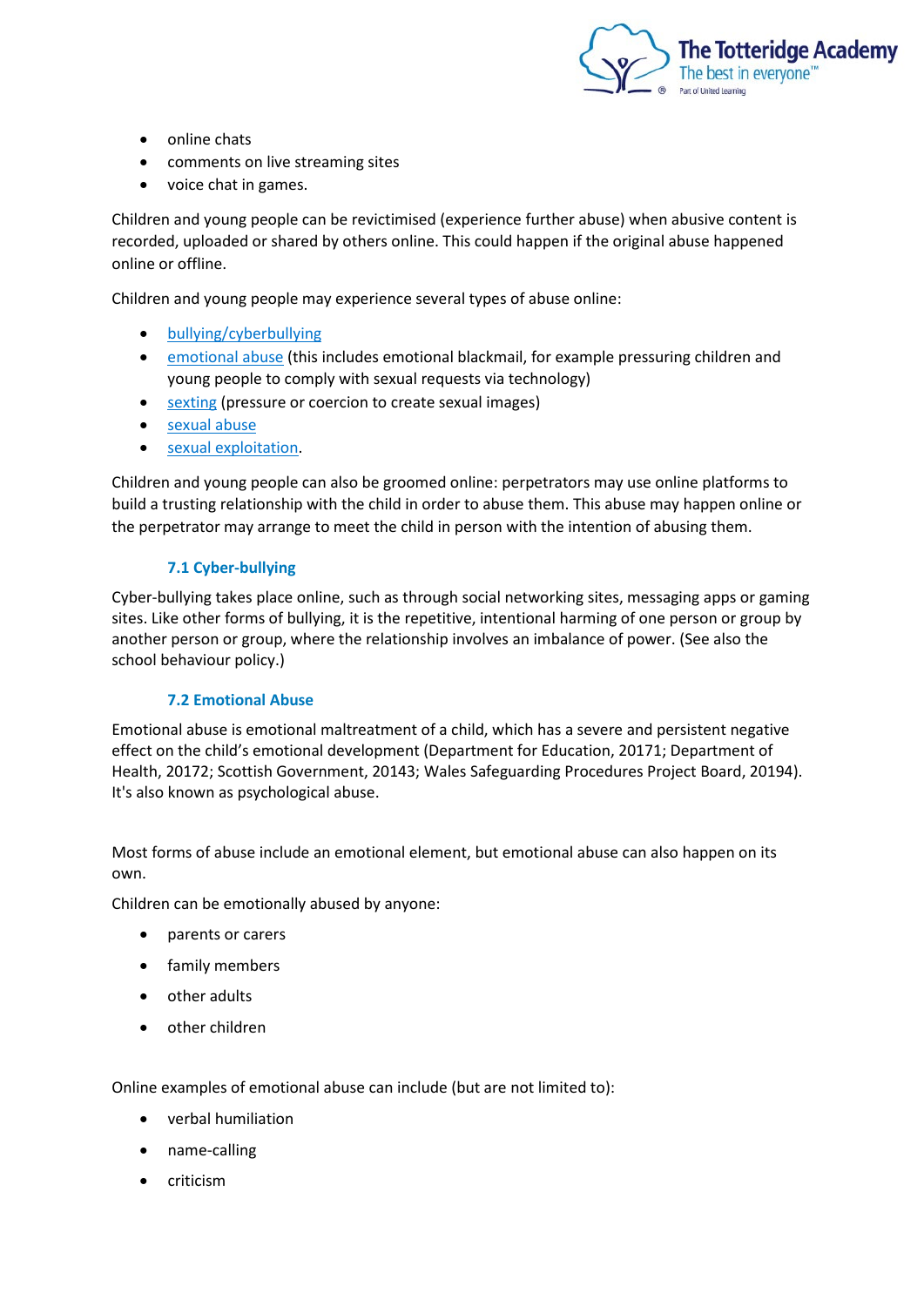- online chats
- comments on live streaming sites
- voice chat in games.

Children and young people can be revictimised (experience further abuse) when abusive content is recorded, uploaded or shared by others online. This could happen if the original abuse happened online or offline.

Children and young people may experience several types of abuse online:

- bullying/cyberbullying
- emotional abuse (this includes emotional blackmail, for example pressuring children and young people to comply with sexual requests via technology)
- sexting (pressure or coercion to create sexual images)
- sexual abuse
- sexual exploitation.

Children and young people can also be groomed online: perpetrators may use online platforms to build a trusting relationship with the child in order to abuse them. This abuse may happen online or the perpetrator may arrange to meet the child in person with the intention of abusing them.

### 7.1 Cyber-bullying

Cyber-bullying takes place online, such as through social networking sites, messaging apps or gaming sites. Like other forms of bullying, it is the repetitive, intentional harming of one person or group by another person or group, where the relationship involves an imbalance of power. (See also the school behaviour policy.)

### 7.2 Emotional Abuse

Emotional abuse is emotional maltreatment of a child, which has a severe and persistent negative effect on the child's emotional development (Department for Education, 20171; Department of Health, 20172; Scottish Government, 20143; Wales Safeguarding Procedures Project Board, 20194). It's also known as psychological abuse.

Most forms of abuse include an emotional element, but emotional abuse can also happen on its own.

Children can be emotionally abused by anyone:

- parents or carers
- family members
- other adults
- other children

Online examples of emotional abuse can include (but are not limited to):

- verbal humiliation
- name-calling
- criticism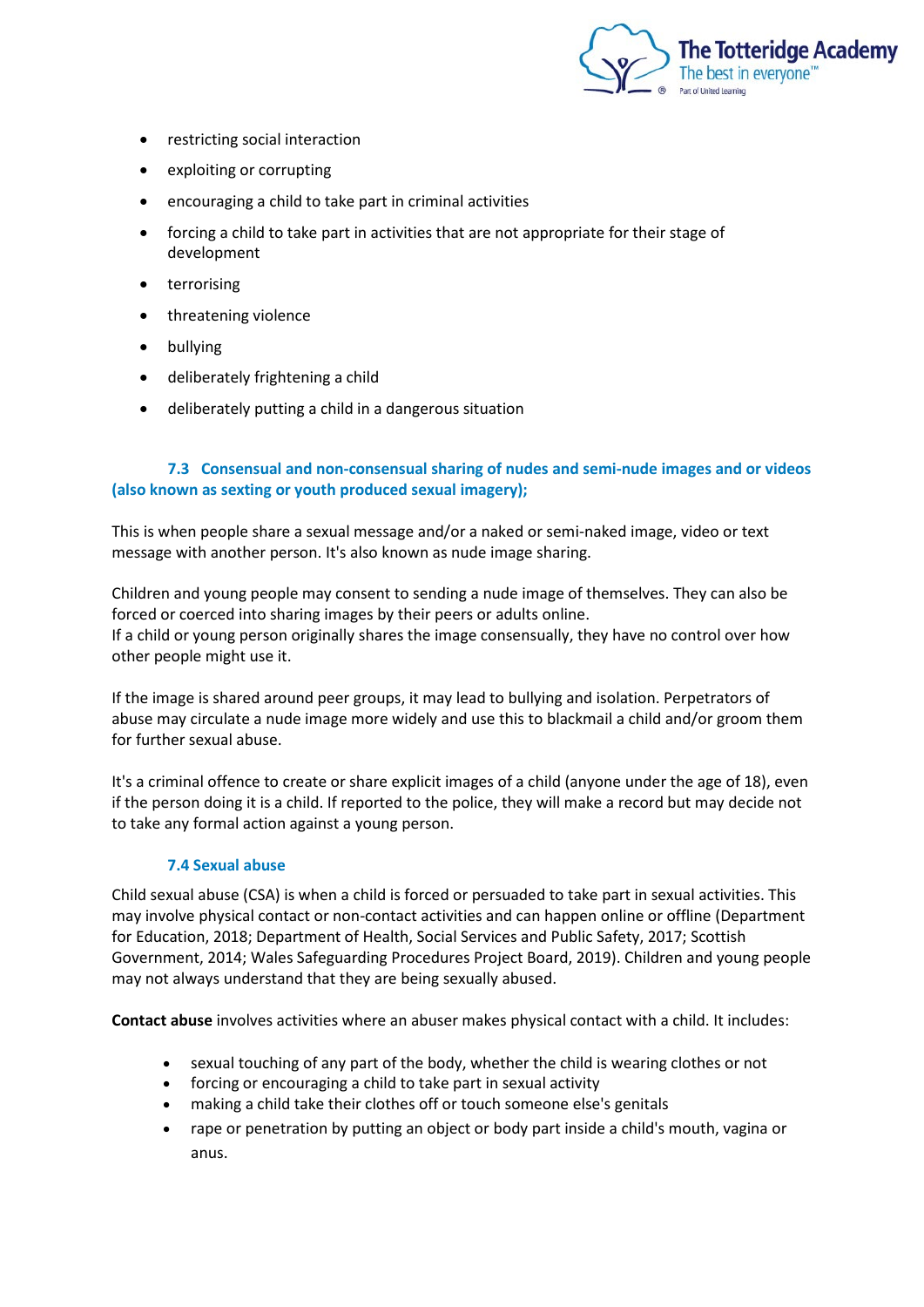- restricting social interaction
- exploiting or corrupting
- encouraging a child to take part in criminal activities
- forcing a child to take part in activities that are not appropriate for their stage of development
- terrorising
- threatening violence
- bullying
- deliberately frightening a child
- deliberately putting a child in a dangerous situation

### 7.3 Consensual and non-consensual sharing of nudes and semi-nude images and or videos (also known as sexting or youth produced sexual imagery);

This is when people share a sexual message and/or a naked or semi-naked image, video or text message with another person. It's also known as nude image sharing.

Children and young people may consent to sending a nude image of themselves. They can also be forced or coerced into sharing images by their peers or adults online.
If a child or young person originally shares the image consensually, they have no control over how other people might use it.

If the image is shared around peer groups, it may lead to bullying and isolation. Perpetrators of abuse may circulate a nude image more widely and use this to blackmail a child and/or groom them for further sexual abuse.

It's a criminal offence to create or share explicit images of a child (anyone under the age of 18), even if the person doing it is a child. If reported to the police, they will make a record but may decide not to take any formal action against a young person.

### 7.4 Sexual abuse

Child sexual abuse (CSA) is when a child is forced or persuaded to take part in sexual activities. This may involve physical contact or non-contact activities and can happen online or offline (Department for Education, 2018; Department of Health, Social Services and Public Safety, 2017; Scottish Government, 2014; Wales Safeguarding Procedures Project Board, 2019). Children and young people may not always understand that they are being sexually abused.

**Contact abuse** involves activities where an abuser makes physical contact with a child. It includes:

- sexual touching of any part of the body, whether the child is wearing clothes or not
- forcing or encouraging a child to take part in sexual activity
- making a child take their clothes off or touch someone else's genitals
- rape or penetration by putting an object or body part inside a child's mouth, vagina or anus.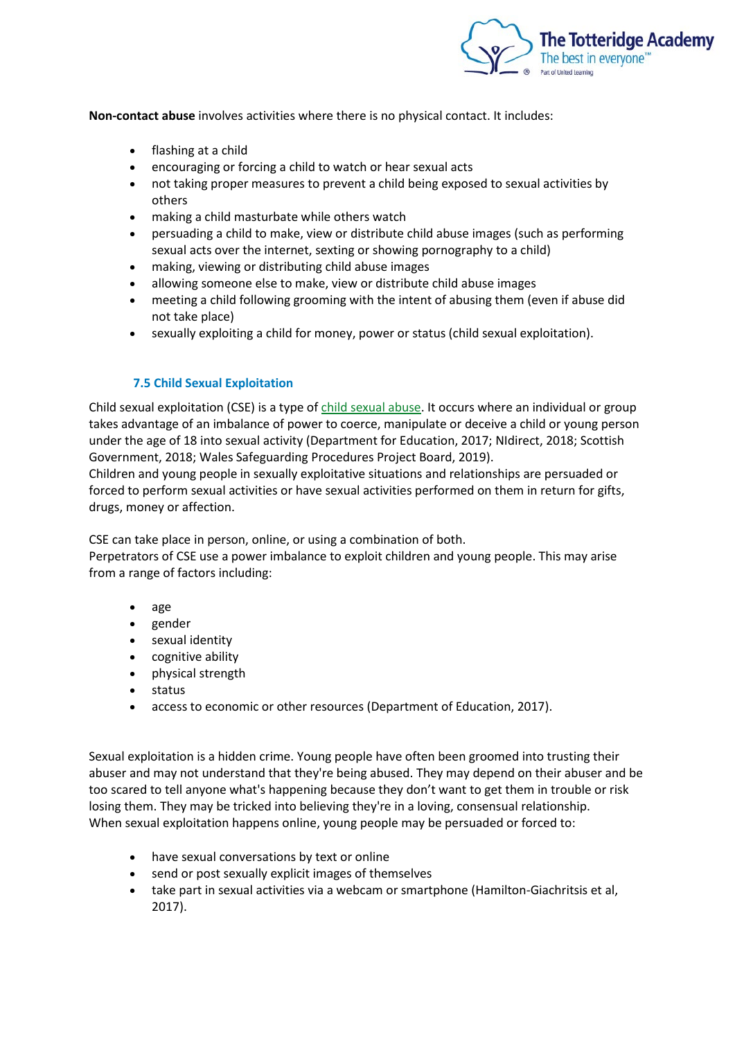**Non-contact abuse** involves activities where there is no physical contact. It includes:

- flashing at a child
- encouraging or forcing a child to watch or hear sexual acts
- not taking proper measures to prevent a child being exposed to sexual activities by others
- making a child masturbate while others watch
- persuading a child to make, view or distribute child abuse images (such as performing sexual acts over the internet, sexting or showing pornography to a child)
- making, viewing or distributing child abuse images
- allowing someone else to make, view or distribute child abuse images
- meeting a child following grooming with the intent of abusing them (even if abuse did not take place)
- sexually exploiting a child for money, power or status (child sexual exploitation).

### 7.5 Child Sexual Exploitation

Child sexual exploitation (CSE) is a type of child sexual abuse. It occurs where an individual or group takes advantage of an imbalance of power to coerce, manipulate or deceive a child or young person under the age of 18 into sexual activity (Department for Education, 2017; NIdirect, 2018; Scottish Government, 2018; Wales Safeguarding Procedures Project Board, 2019).
Children and young people in sexually exploitative situations and relationships are persuaded or forced to perform sexual activities or have sexual activities performed on them in return for gifts, drugs, money or affection.

CSE can take place in person, online, or using a combination of both.
Perpetrators of CSE use a power imbalance to exploit children and young people. This may arise from a range of factors including:

- age
- gender
- sexual identity
- cognitive ability
- physical strength
- status
- access to economic or other resources (Department of Education, 2017).

Sexual exploitation is a hidden crime. Young people have often been groomed into trusting their abuser and may not understand that they're being abused. They may depend on their abuser and be too scared to tell anyone what's happening because they don't want to get them in trouble or risk losing them. They may be tricked into believing they're in a loving, consensual relationship.
When sexual exploitation happens online, young people may be persuaded or forced to:

- have sexual conversations by text or online
- send or post sexually explicit images of themselves
- take part in sexual activities via a webcam or smartphone (Hamilton-Giachritsis et al, 2017).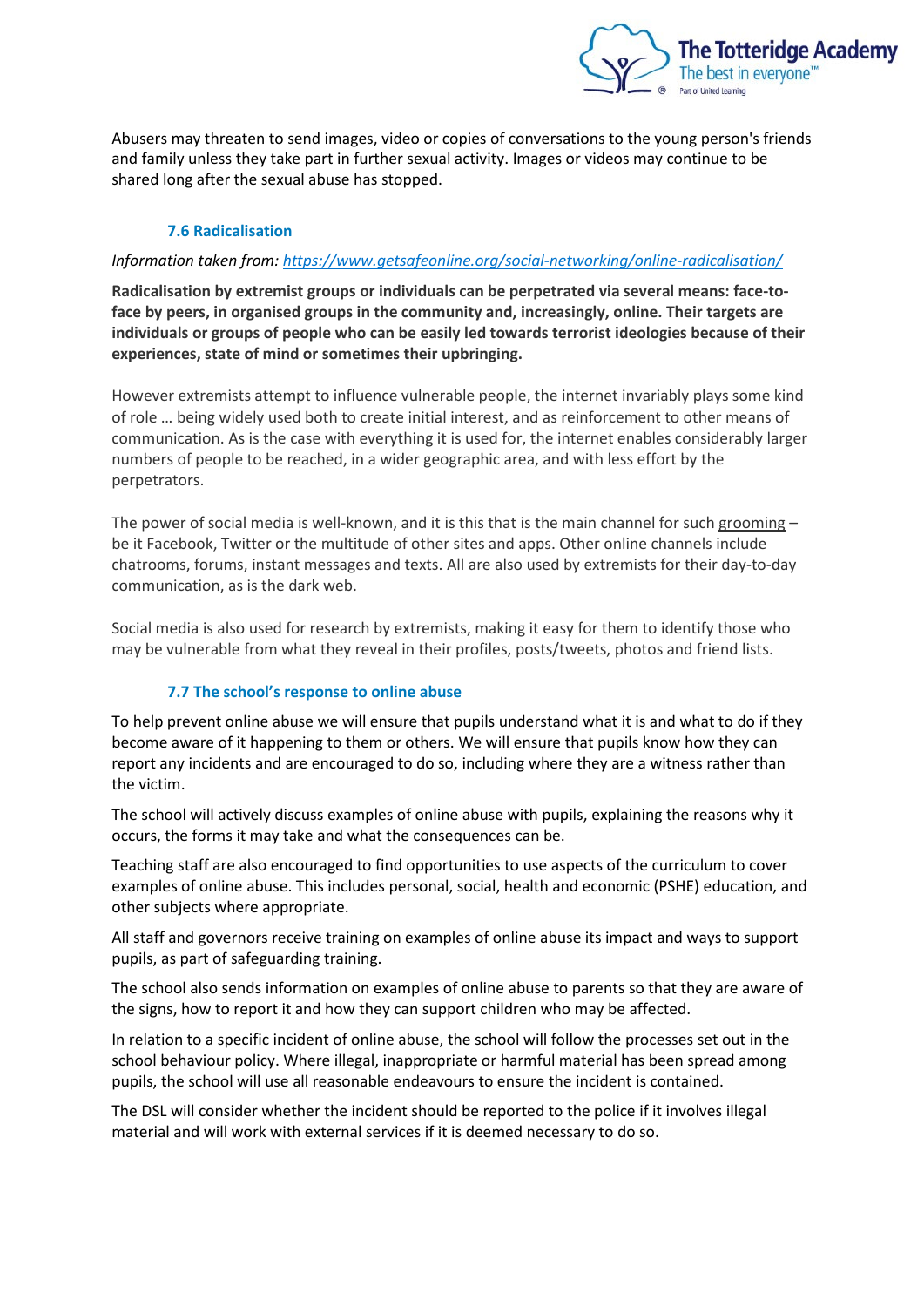Abusers may threaten to send images, video or copies of conversations to the young person's friends and family unless they take part in further sexual activity. Images or videos may continue to be shared long after the sexual abuse has stopped.

### 7.6 Radicalisation

*Information taken from: [https://www.getsafeonline.org/social-networking/online-radicalisation/](https://www.getsafeonline.org/social-networking/online-radicalisation/)*

**Radicalisation by extremist groups or individuals can be perpetrated via several means: face-to-face by peers, in organised groups in the community and, increasingly, online. Their targets are individuals or groups of people who can be easily led towards terrorist ideologies because of their experiences, state of mind or sometimes their upbringing.**

However extremists attempt to influence vulnerable people, the internet invariably plays some kind of role … being widely used both to create initial interest, and as reinforcement to other means of communication. As is the case with everything it is used for, the internet enables considerably larger numbers of people to be reached, in a wider geographic area, and with less effort by the perpetrators.

The power of social media is well-known, and it is this that is the main channel for such grooming – be it Facebook, Twitter or the multitude of other sites and apps. Other online channels include chatrooms, forums, instant messages and texts. All are also used by extremists for their day-to-day communication, as is the dark web.

Social media is also used for research by extremists, making it easy for them to identify those who may be vulnerable from what they reveal in their profiles, posts/tweets, photos and friend lists.

### 7.7 The school's response to online abuse

To help prevent online abuse we will ensure that pupils understand what it is and what to do if they become aware of it happening to them or others. We will ensure that pupils know how they can report any incidents and are encouraged to do so, including where they are a witness rather than the victim.

The school will actively discuss examples of online abuse with pupils, explaining the reasons why it occurs, the forms it may take and what the consequences can be.

Teaching staff are also encouraged to find opportunities to use aspects of the curriculum to cover examples of online abuse. This includes personal, social, health and economic (PSHE) education, and other subjects where appropriate.

All staff and governors receive training on examples of online abuse its impact and ways to support pupils, as part of safeguarding training.

The school also sends information on examples of online abuse to parents so that they are aware of the signs, how to report it and how they can support children who may be affected.

In relation to a specific incident of online abuse, the school will follow the processes set out in the school behaviour policy. Where illegal, inappropriate or harmful material has been spread among pupils, the school will use all reasonable endeavours to ensure the incident is contained.

The DSL will consider whether the incident should be reported to the police if it involves illegal material and will work with external services if it is deemed necessary to do so.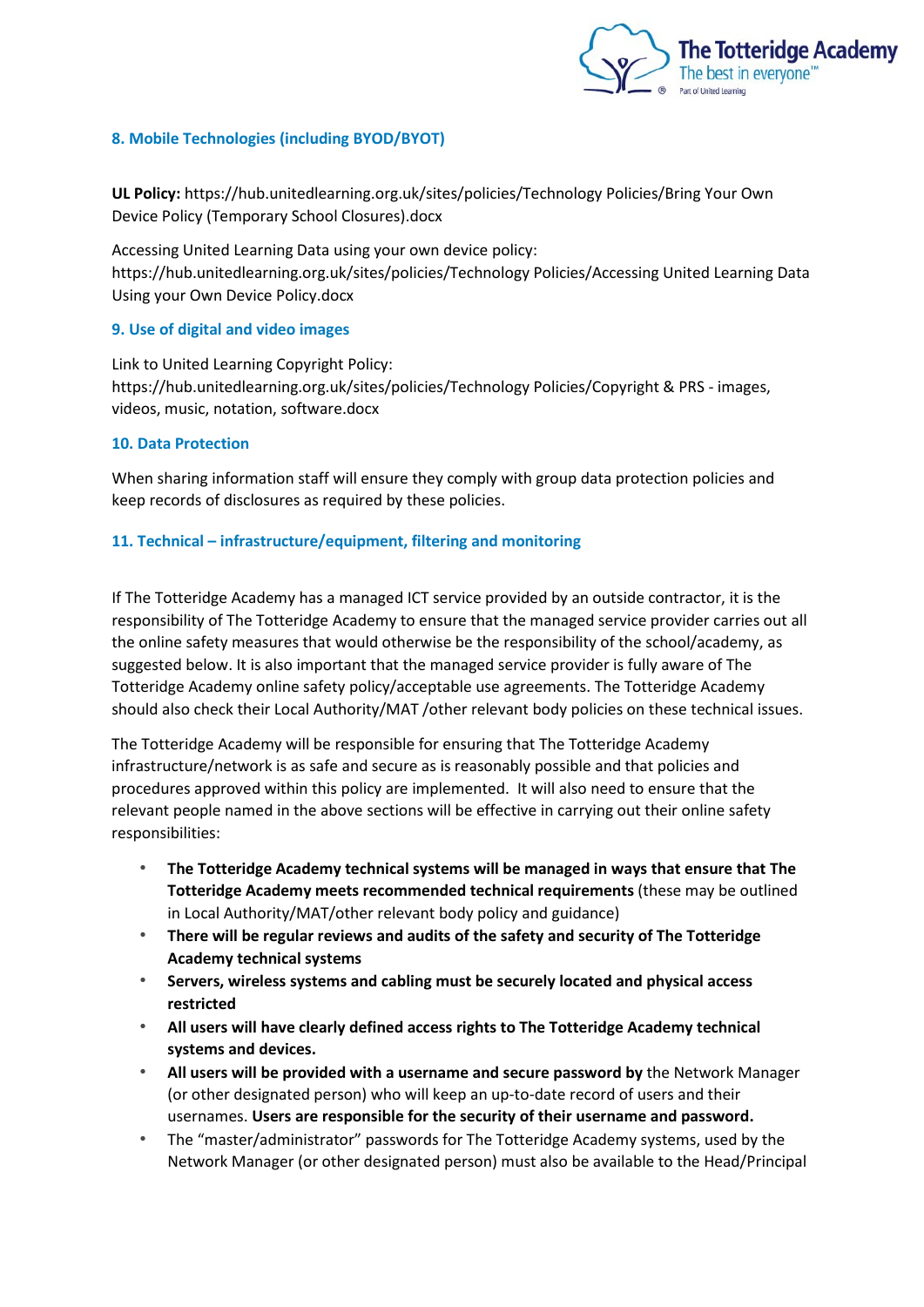### 8. Mobile Technologies (including BYOD/BYOT)

**UL Policy:** https://hub.unitedlearning.org.uk/sites/policies/Technology Policies/Bring Your Own Device Policy (Temporary School Closures).docx

Accessing United Learning Data using your own device policy: https://hub.unitedlearning.org.uk/sites/policies/Technology Policies/Accessing United Learning Data Using your Own Device Policy.docx

### 9. Use of digital and video images

Link to United Learning Copyright Policy: https://hub.unitedlearning.org.uk/sites/policies/Technology Policies/Copyright & PRS - images, videos, music, notation, software.docx

### 10. Data Protection

When sharing information staff will ensure they comply with group data protection policies and keep records of disclosures as required by these policies.

### 11. Technical – infrastructure/equipment, filtering and monitoring

If The Totteridge Academy has a managed ICT service provided by an outside contractor, it is the responsibility of The Totteridge Academy to ensure that the managed service provider carries out all the online safety measures that would otherwise be the responsibility of the school/academy, as suggested below. It is also important that the managed service provider is fully aware of The Totteridge Academy online safety policy/acceptable use agreements. The Totteridge Academy should also check their Local Authority/MAT /other relevant body policies on these technical issues.

The Totteridge Academy will be responsible for ensuring that The Totteridge Academy infrastructure/network is as safe and secure as is reasonably possible and that policies and procedures approved within this policy are implemented. It will also need to ensure that the relevant people named in the above sections will be effective in carrying out their online safety responsibilities:

- **The Totteridge Academy technical systems will be managed in ways that ensure that The Totteridge Academy meets recommended technical requirements** (these may be outlined in Local Authority/MAT/other relevant body policy and guidance)
- **There will be regular reviews and audits of the safety and security of The Totteridge Academy technical systems**
- **Servers, wireless systems and cabling must be securely located and physical access restricted**
- **All users will have clearly defined access rights to The Totteridge Academy technical systems and devices.**
- **All users will be provided with a username and secure password by** the Network Manager (or other designated person) who will keep an up-to-date record of users and their usernames. **Users are responsible for the security of their username and password.**
- The "master/administrator" passwords for The Totteridge Academy systems, used by the Network Manager (or other designated person) must also be available to the Head/Principal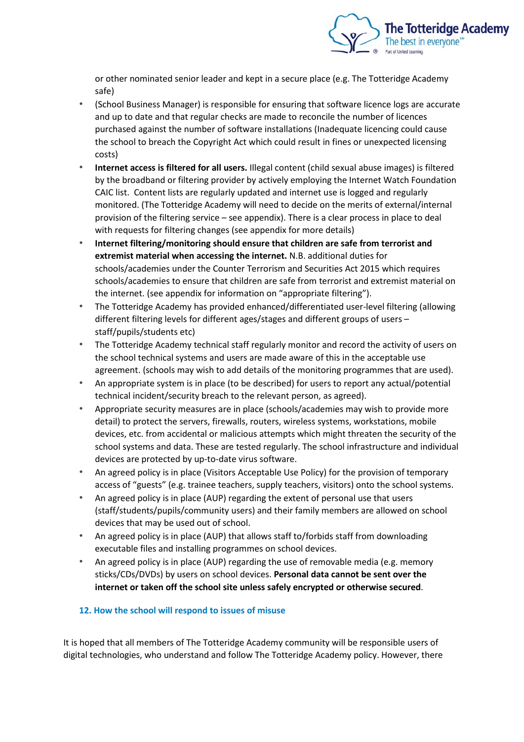or other nominated senior leader and kept in a secure place (e.g. The Totteridge Academy safe)

- (School Business Manager) is responsible for ensuring that software licence logs are accurate and up to date and that regular checks are made to reconcile the number of licences purchased against the number of software installations (Inadequate licencing could cause the school to breach the Copyright Act which could result in fines or unexpected licensing costs)
- **Internet access is filtered for all users.** Illegal content (child sexual abuse images) is filtered by the broadband or filtering provider by actively employing the Internet Watch Foundation CAIC list. Content lists are regularly updated and internet use is logged and regularly monitored. (The Totteridge Academy will need to decide on the merits of external/internal provision of the filtering service – see appendix). There is a clear process in place to deal with requests for filtering changes (see appendix for more details)
- **Internet filtering/monitoring should ensure that children are safe from terrorist and extremist material when accessing the internet.** N.B. additional duties for schools/academies under the Counter Terrorism and Securities Act 2015 which requires schools/academies to ensure that children are safe from terrorist and extremist material on the internet. (see appendix for information on "appropriate filtering").
- The Totteridge Academy has provided enhanced/differentiated user-level filtering (allowing different filtering levels for different ages/stages and different groups of users – staff/pupils/students etc)
- The Totteridge Academy technical staff regularly monitor and record the activity of users on the school technical systems and users are made aware of this in the acceptable use agreement. (schools may wish to add details of the monitoring programmes that are used).
- An appropriate system is in place (to be described) for users to report any actual/potential technical incident/security breach to the relevant person, as agreed).
- Appropriate security measures are in place (schools/academies may wish to provide more detail) to protect the servers, firewalls, routers, wireless systems, workstations, mobile devices, etc. from accidental or malicious attempts which might threaten the security of the school systems and data. These are tested regularly. The school infrastructure and individual devices are protected by up-to-date virus software.
- An agreed policy is in place (Visitors Acceptable Use Policy) for the provision of temporary access of "guests" (e.g. trainee teachers, supply teachers, visitors) onto the school systems.
- An agreed policy is in place (AUP) regarding the extent of personal use that users (staff/students/pupils/community users) and their family members are allowed on school devices that may be used out of school.
- An agreed policy is in place (AUP) that allows staff to/forbids staff from downloading executable files and installing programmes on school devices.
- An agreed policy is in place (AUP) regarding the use of removable media (e.g. memory sticks/CDs/DVDs) by users on school devices. **Personal data cannot be sent over the internet or taken off the school site unless safely encrypted or otherwise secured**.

## 12. How the school will respond to issues of misuse

It is hoped that all members of The Totteridge Academy community will be responsible users of digital technologies, who understand and follow The Totteridge Academy policy. However, there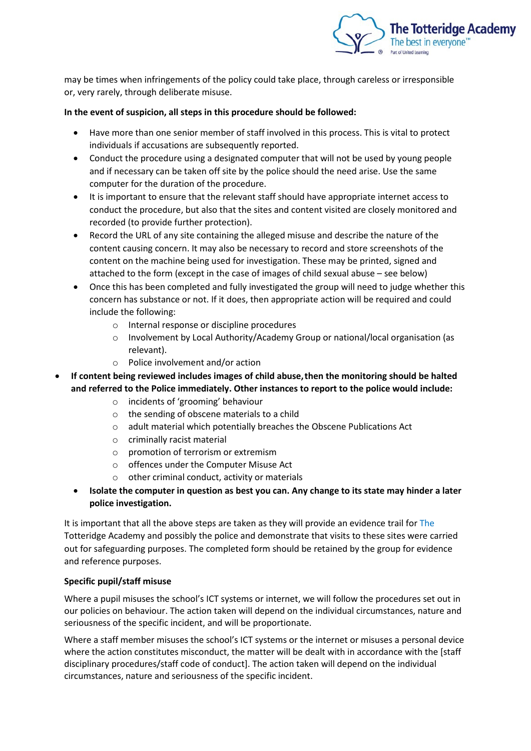may be times when infringements of the policy could take place, through careless or irresponsible or, very rarely, through deliberate misuse.

**In the event of suspicion, all steps in this procedure should be followed:**

- Have more than one senior member of staff involved in this process. This is vital to protect individuals if accusations are subsequently reported.
- Conduct the procedure using a designated computer that will not be used by young people and if necessary can be taken off site by the police should the need arise. Use the same computer for the duration of the procedure.
- It is important to ensure that the relevant staff should have appropriate internet access to conduct the procedure, but also that the sites and content visited are closely monitored and recorded (to provide further protection).
- Record the URL of any site containing the alleged misuse and describe the nature of the content causing concern. It may also be necessary to record and store screenshots of the content on the machine being used for investigation. These may be printed, signed and attached to the form (except in the case of images of child sexual abuse – see below)
- Once this has been completed and fully investigated the group will need to judge whether this concern has substance or not. If it does, then appropriate action will be required and could include the following:
    - Internal response or discipline procedures
    - Involvement by Local Authority/Academy Group or national/local organisation (as relevant).
    - Police involvement and/or action
- **If content being reviewed includes images of child abuse, then the monitoring should be halted and referred to the Police immediately. Other instances to report to the police would include:**
    - incidents of 'grooming' behaviour
    - the sending of obscene materials to a child
    - adult material which potentially breaches the Obscene Publications Act
    - criminally racist material
    - promotion of terrorism or extremism
    - offences under the Computer Misuse Act
    - other criminal conduct, activity or materials
- **Isolate the computer in question as best you can. Any change to its state may hinder a later police investigation.**

It is important that all the above steps are taken as they will provide an evidence trail for The Totteridge Academy and possibly the police and demonstrate that visits to these sites were carried out for safeguarding purposes. The completed form should be retained by the group for evidence and reference purposes.

**Specific pupil/staff misuse**

Where a pupil misuses the school's ICT systems or internet, we will follow the procedures set out in our policies on behaviour. The action taken will depend on the individual circumstances, nature and seriousness of the specific incident, and will be proportionate.

Where a staff member misuses the school's ICT systems or the internet or misuses a personal device where the action constitutes misconduct, the matter will be dealt with in accordance with the [staff disciplinary procedures/staff code of conduct]. The action taken will depend on the individual circumstances, nature and seriousness of the specific incident.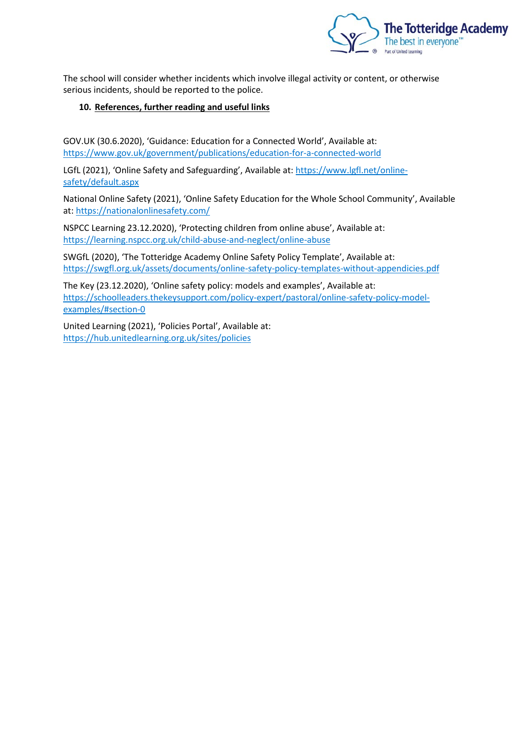The school will consider whether incidents which involve illegal activity or content, or otherwise serious incidents, should be reported to the police.

## 10. References, further reading and useful links

GOV.UK (30.6.2020), 'Guidance: Education for a Connected World', Available at: https://www.gov.uk/government/publications/education-for-a-connected-world

LGfL (2021), 'Online Safety and Safeguarding', Available at: https://www.lgfl.net/online-safety/default.aspx

National Online Safety (2021), 'Online Safety Education for the Whole School Community', Available at: https://nationalonlinesafety.com/

NSPCC Learning 23.12.2020), 'Protecting children from online abuse', Available at: https://learning.nspcc.org.uk/child-abuse-and-neglect/online-abuse

SWGfL (2020), 'The Totteridge Academy Online Safety Policy Template', Available at: https://swgfl.org.uk/assets/documents/online-safety-policy-templates-without-appendicies.pdf

The Key (23.12.2020), 'Online safety policy: models and examples', Available at: https://schoolleaders.thekeysupport.com/policy-expert/pastoral/online-safety-policy-model-examples/#section-0

United Learning (2021), 'Policies Portal', Available at: https://hub.unitedlearning.org.uk/sites/policies